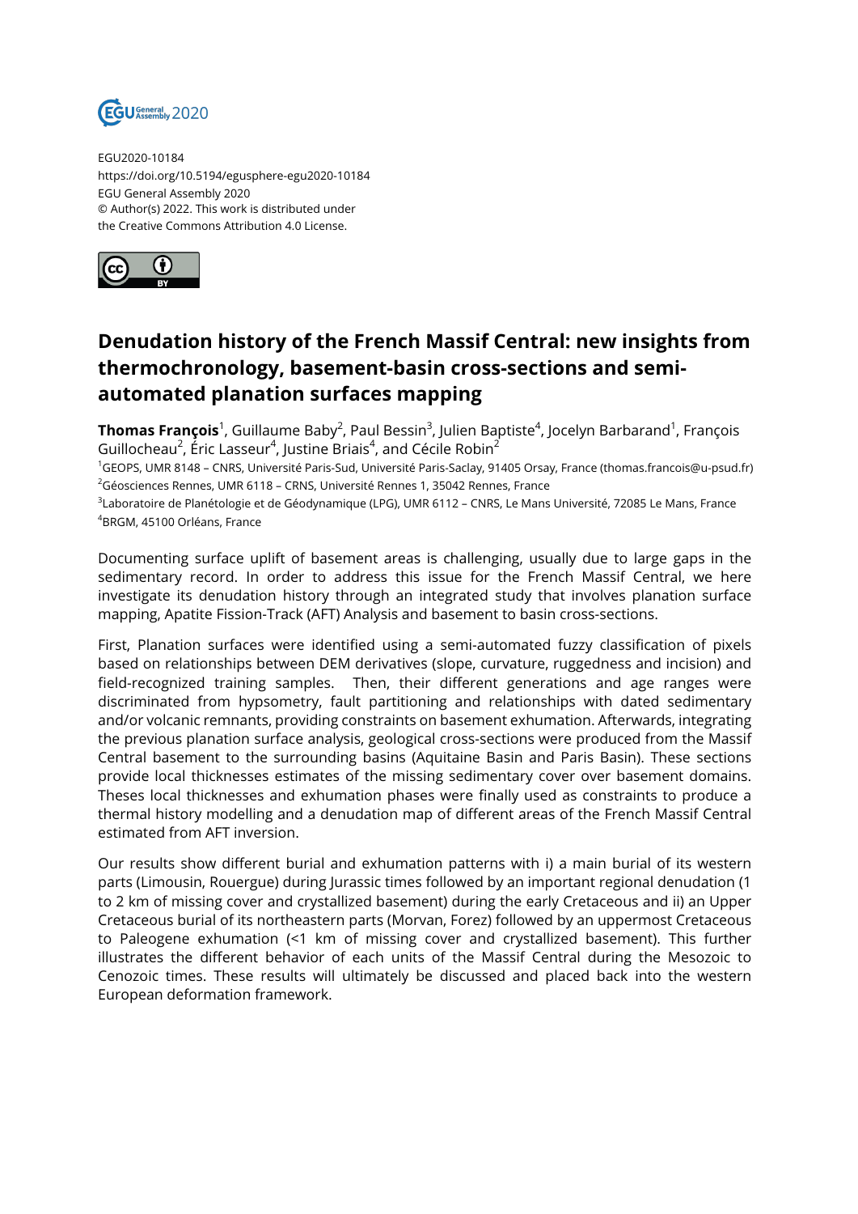EGU2020-10184
https://doi.org/10.5194/egusphere-egu2020-10184
EGU General Assembly 2020
© Author(s) 2022. This work is distributed under
the Creative Commons Attribution 4.0 License.

# Denudation history of the French Massif Central: new insights from thermochronology, basement-basin cross-sections and semi-automated planation surfaces mapping

**Thomas François**[1], Guillaume Baby[2], Paul Bessin[3], Julien Baptiste[4], Jocelyn Barbarand[1], François Guillocheau[2], Éric Lasseur[4], Justine Briais[4], and Cécile Robin[2]

[1]GEOPS, UMR 8148 – CNRS, Université Paris-Sud, Université Paris-Saclay, 91405 Orsay, France (thomas.francois@u-psud.fr)
[2]Géosciences Rennes, UMR 6118 – CRNS, Université Rennes 1, 35042 Rennes, France
[3]Laboratoire de Planétologie et de Géodynamique (LPG), UMR 6112 – CNRS, Le Mans Université, 72085 Le Mans, France
[4]BRGM, 45100 Orléans, France

Documenting surface uplift of basement areas is challenging, usually due to large gaps in the sedimentary record. In order to address this issue for the French Massif Central, we here investigate its denudation history through an integrated study that involves planation surface mapping, Apatite Fission-Track (AFT) Analysis and basement to basin cross-sections.

First, Planation surfaces were identified using a semi-automated fuzzy classification of pixels based on relationships between DEM derivatives (slope, curvature, ruggedness and incision) and field-recognized training samples. Then, their different generations and age ranges were discriminated from hypsometry, fault partitioning and relationships with dated sedimentary and/or volcanic remnants, providing constraints on basement exhumation. Afterwards, integrating the previous planation surface analysis, geological cross-sections were produced from the Massif Central basement to the surrounding basins (Aquitaine Basin and Paris Basin). These sections provide local thicknesses estimates of the missing sedimentary cover over basement domains. Theses local thicknesses and exhumation phases were finally used as constraints to produce a thermal history modelling and a denudation map of different areas of the French Massif Central estimated from AFT inversion.

Our results show different burial and exhumation patterns with i) a main burial of its western parts (Limousin, Rouergue) during Jurassic times followed by an important regional denudation (1 to 2 km of missing cover and crystallized basement) during the early Cretaceous and ii) an Upper Cretaceous burial of its northeastern parts (Morvan, Forez) followed by an uppermost Cretaceous to Paleogene exhumation (<1 km of missing cover and crystallized basement). This further illustrates the different behavior of each units of the Massif Central during the Mesozoic to Cenozoic times. These results will ultimately be discussed and placed back into the western European deformation framework.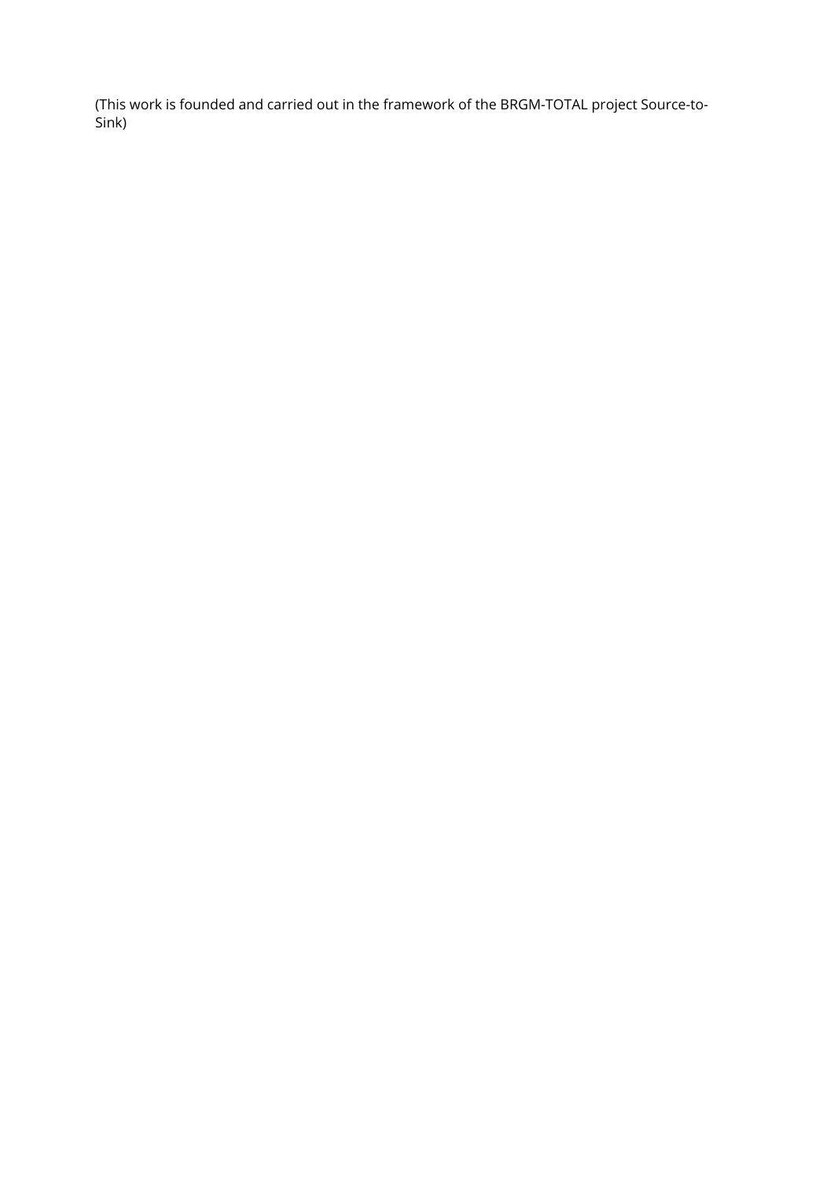(This work is founded and carried out in the framework of the BRGM-TOTAL project Source-to-Sink)